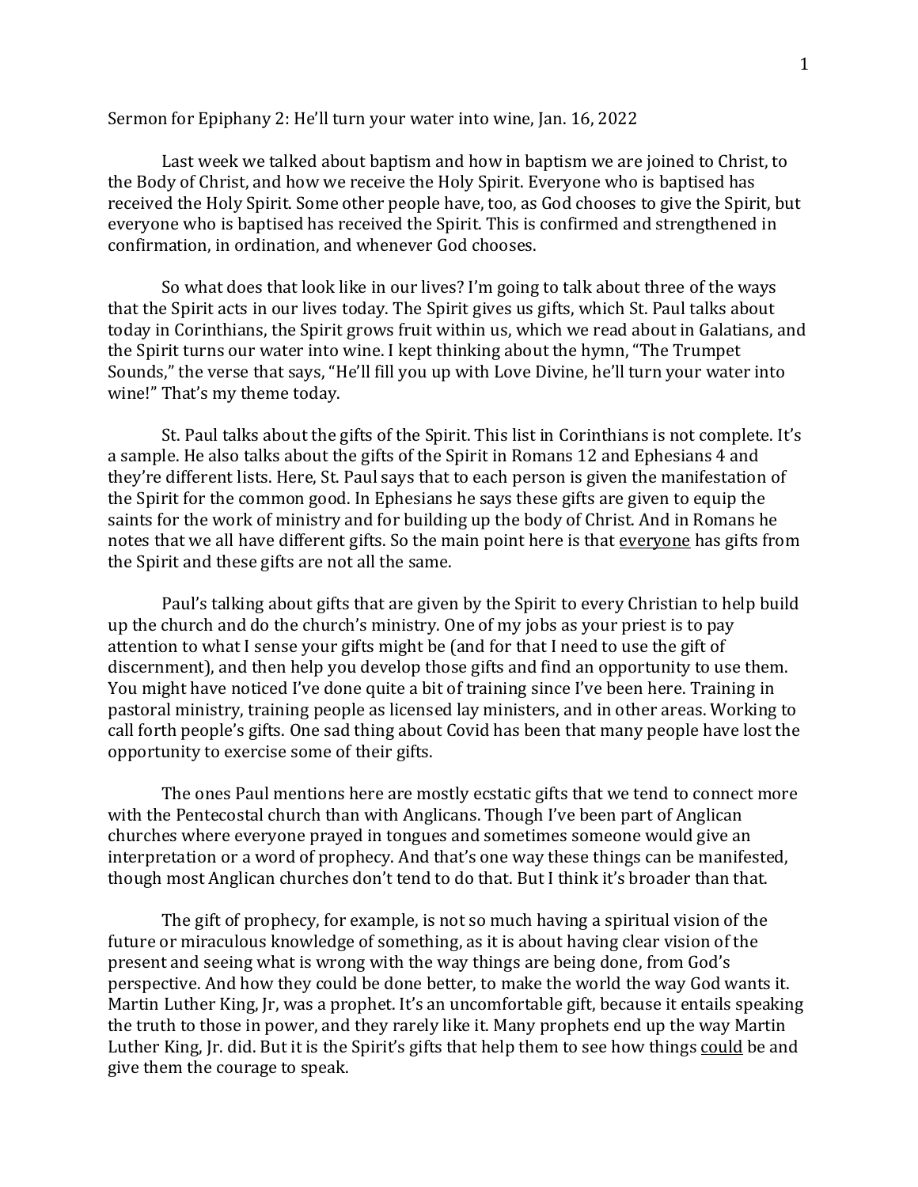Sermon for Epiphany 2: He'll turn your water into wine, Jan. 16, 2022

Last week we talked about baptism and how in baptism we are joined to Christ, to the Body of Christ, and how we receive the Holy Spirit. Everyone who is baptised has received the Holy Spirit. Some other people have, too, as God chooses to give the Spirit, but everyone who is baptised has received the Spirit. This is confirmed and strengthened in confirmation, in ordination, and whenever God chooses.

So what does that look like in our lives? I'm going to talk about three of the ways that the Spirit acts in our lives today. The Spirit gives us gifts, which St. Paul talks about today in Corinthians, the Spirit grows fruit within us, which we read about in Galatians, and the Spirit turns our water into wine. I kept thinking about the hymn, "The Trumpet Sounds," the verse that says, "He'll fill you up with Love Divine, he'll turn your water into wine!" That's my theme today.

St. Paul talks about the gifts of the Spirit. This list in Corinthians is not complete. It's a sample. He also talks about the gifts of the Spirit in Romans 12 and Ephesians 4 and they're different lists. Here, St. Paul says that to each person is given the manifestation of the Spirit for the common good. In Ephesians he says these gifts are given to equip the saints for the work of ministry and for building up the body of Christ. And in Romans he notes that we all have different gifts. So the main point here is that <u>everyone</u> has gifts from the Spirit and these gifts are not all the same.

Paul's talking about gifts that are given by the Spirit to every Christian to help build up the church and do the church's ministry. One of my jobs as your priest is to pay attention to what I sense your gifts might be (and for that I need to use the gift of discernment), and then help you develop those gifts and find an opportunity to use them. You might have noticed I've done quite a bit of training since I've been here. Training in pastoral ministry, training people as licensed lay ministers, and in other areas. Working to call forth people's gifts. One sad thing about Covid has been that many people have lost the opportunity to exercise some of their gifts.

The ones Paul mentions here are mostly ecstatic gifts that we tend to connect more with the Pentecostal church than with Anglicans. Though I've been part of Anglican churches where everyone prayed in tongues and sometimes someone would give an interpretation or a word of prophecy. And that's one way these things can be manifested, though most Anglican churches don't tend to do that. But I think it's broader than that.

The gift of prophecy, for example, is not so much having a spiritual vision of the future or miraculous knowledge of something, as it is about having clear vision of the present and seeing what is wrong with the way things are being done, from God's perspective. And how they could be done better, to make the world the way God wants it. Martin Luther King, Jr, was a prophet. It's an uncomfortable gift, because it entails speaking the truth to those in power, and they rarely like it. Many prophets end up the way Martin Luther King, Jr. did. But it is the Spirit's gifts that help them to see how things <u>could</u> be and give them the courage to speak.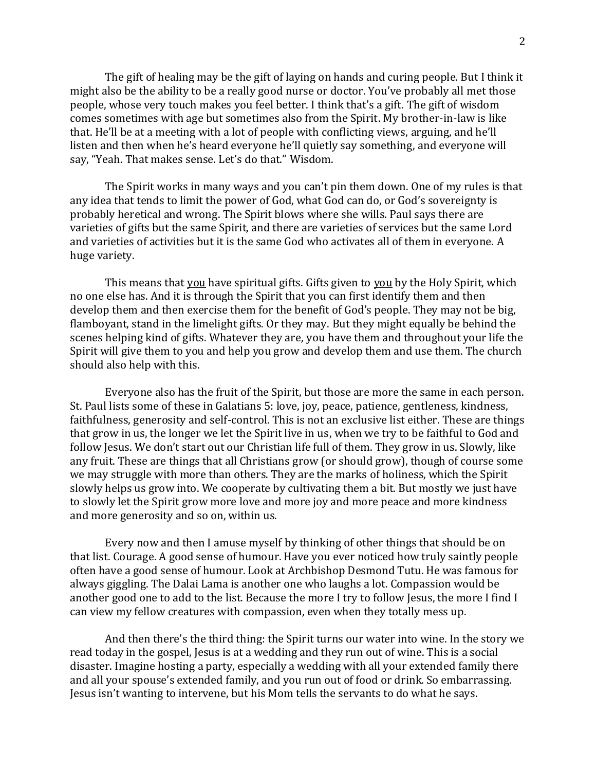The gift of healing may be the gift of laying on hands and curing people. But I think it might also be the ability to be a really good nurse or doctor. You've probably all met those people, whose very touch makes you feel better. I think that's a gift. The gift of wisdom comes sometimes with age but sometimes also from the Spirit. My brother-in-law is like that. He'll be at a meeting with a lot of people with conflicting views, arguing, and he'll listen and then when he's heard everyone he'll quietly say something, and everyone will say, "Yeah. That makes sense. Let's do that." Wisdom.

The Spirit works in many ways and you can't pin them down. One of my rules is that any idea that tends to limit the power of God, what God can do, or God's sovereignty is probably heretical and wrong. The Spirit blows where she wills. Paul says there are varieties of gifts but the same Spirit, and there are varieties of services but the same Lord and varieties of activities but it is the same God who activates all of them in everyone. A huge variety.

This means that <u>you</u> have spiritual gifts. Gifts given to <u>you</u> by the Holy Spirit, which no one else has. And it is through the Spirit that you can first identify them and then develop them and then exercise them for the benefit of God's people. They may not be big, flamboyant, stand in the limelight gifts. Or they may. But they might equally be behind the scenes helping kind of gifts. Whatever they are, you have them and throughout your life the Spirit will give them to you and help you grow and develop them and use them. The church should also help with this.

Everyone also has the fruit of the Spirit, but those are more the same in each person. St. Paul lists some of these in Galatians 5: love, joy, peace, patience, gentleness, kindness, faithfulness, generosity and self-control. This is not an exclusive list either. These are things that grow in us, the longer we let the Spirit live in us, when we try to be faithful to God and follow Jesus. We don't start out our Christian life full of them. They grow in us. Slowly, like any fruit. These are things that all Christians grow (or should grow), though of course some we may struggle with more than others. They are the marks of holiness, which the Spirit slowly helps us grow into. We cooperate by cultivating them a bit. But mostly we just have to slowly let the Spirit grow more love and more joy and more peace and more kindness and more generosity and so on, within us.

Every now and then I amuse myself by thinking of other things that should be on that list. Courage. A good sense of humour. Have you ever noticed how truly saintly people often have a good sense of humour. Look at Archbishop Desmond Tutu. He was famous for always giggling. The Dalai Lama is another one who laughs a lot. Compassion would be another good one to add to the list. Because the more I try to follow Jesus, the more I find I can view my fellow creatures with compassion, even when they totally mess up.

And then there's the third thing: the Spirit turns our water into wine. In the story we read today in the gospel, Jesus is at a wedding and they run out of wine. This is a social disaster. Imagine hosting a party, especially a wedding with all your extended family there and all your spouse's extended family, and you run out of food or drink. So embarrassing. Jesus isn't wanting to intervene, but his Mom tells the servants to do what he says.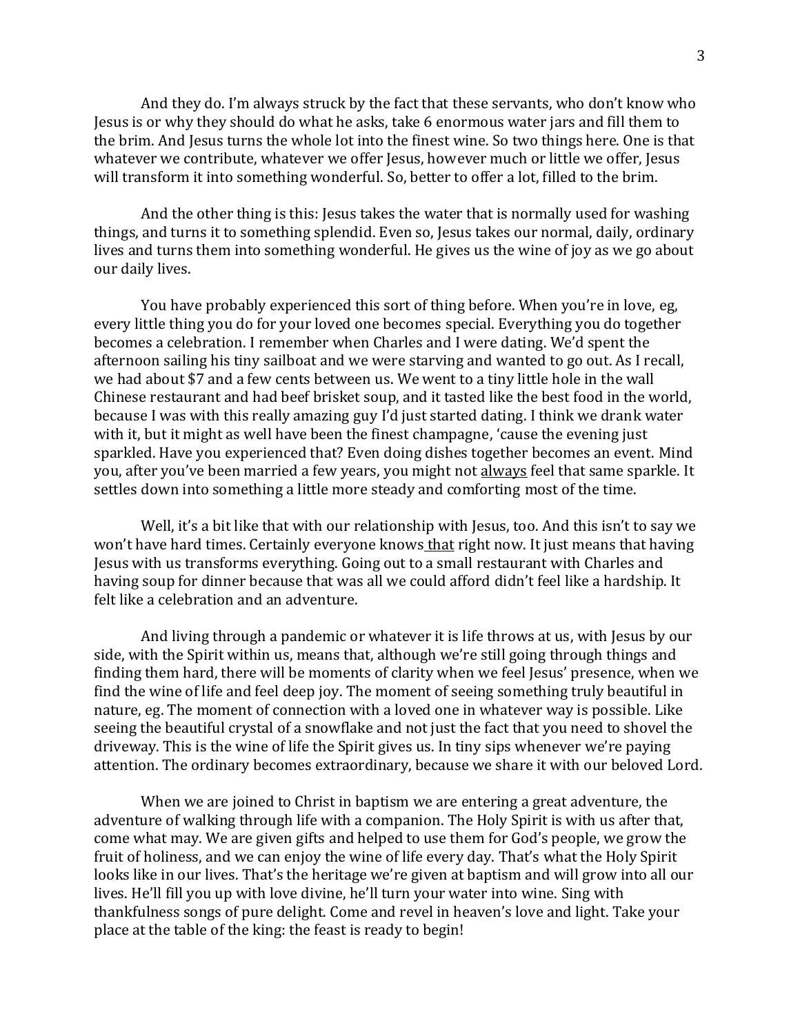And they do. I'm always struck by the fact that these servants, who don't know who Jesus is or why they should do what he asks, take 6 enormous water jars and fill them to the brim. And Jesus turns the whole lot into the finest wine. So two things here. One is that whatever we contribute, whatever we offer Jesus, however much or little we offer, Jesus will transform it into something wonderful. So, better to offer a lot, filled to the brim.

And the other thing is this: Jesus takes the water that is normally used for washing things, and turns it to something splendid. Even so, Jesus takes our normal, daily, ordinary lives and turns them into something wonderful. He gives us the wine of joy as we go about our daily lives.

You have probably experienced this sort of thing before. When you're in love, eg, every little thing you do for your loved one becomes special. Everything you do together becomes a celebration. I remember when Charles and I were dating. We'd spent the afternoon sailing his tiny sailboat and we were starving and wanted to go out. As I recall, we had about $7 and a few cents between us. We went to a tiny little hole in the wall Chinese restaurant and had beef brisket soup, and it tasted like the best food in the world, because I was with this really amazing guy I'd just started dating. I think we drank water with it, but it might as well have been the finest champagne, 'cause the evening just sparkled. Have you experienced that? Even doing dishes together becomes an event. Mind you, after you've been married a few years, you might not <u>always</u> feel that same sparkle. It settles down into something a little more steady and comforting most of the time.

Well, it's a bit like that with our relationship with Jesus, too. And this isn't to say we won't have hard times. Certainly everyone knows <u>that</u> right now. It just means that having Jesus with us transforms everything. Going out to a small restaurant with Charles and having soup for dinner because that was all we could afford didn't feel like a hardship. It felt like a celebration and an adventure.

And living through a pandemic or whatever it is life throws at us, with Jesus by our side, with the Spirit within us, means that, although we're still going through things and finding them hard, there will be moments of clarity when we feel Jesus' presence, when we find the wine of life and feel deep joy. The moment of seeing something truly beautiful in nature, eg. The moment of connection with a loved one in whatever way is possible. Like seeing the beautiful crystal of a snowflake and not just the fact that you need to shovel the driveway. This is the wine of life the Spirit gives us. In tiny sips whenever we're paying attention. The ordinary becomes extraordinary, because we share it with our beloved Lord.

When we are joined to Christ in baptism we are entering a great adventure, the adventure of walking through life with a companion. The Holy Spirit is with us after that, come what may. We are given gifts and helped to use them for God's people, we grow the fruit of holiness, and we can enjoy the wine of life every day. That's what the Holy Spirit looks like in our lives. That's the heritage we're given at baptism and will grow into all our lives. He'll fill you up with love divine, he'll turn your water into wine. Sing with thankfulness songs of pure delight. Come and revel in heaven's love and light. Take your place at the table of the king: the feast is ready to begin!